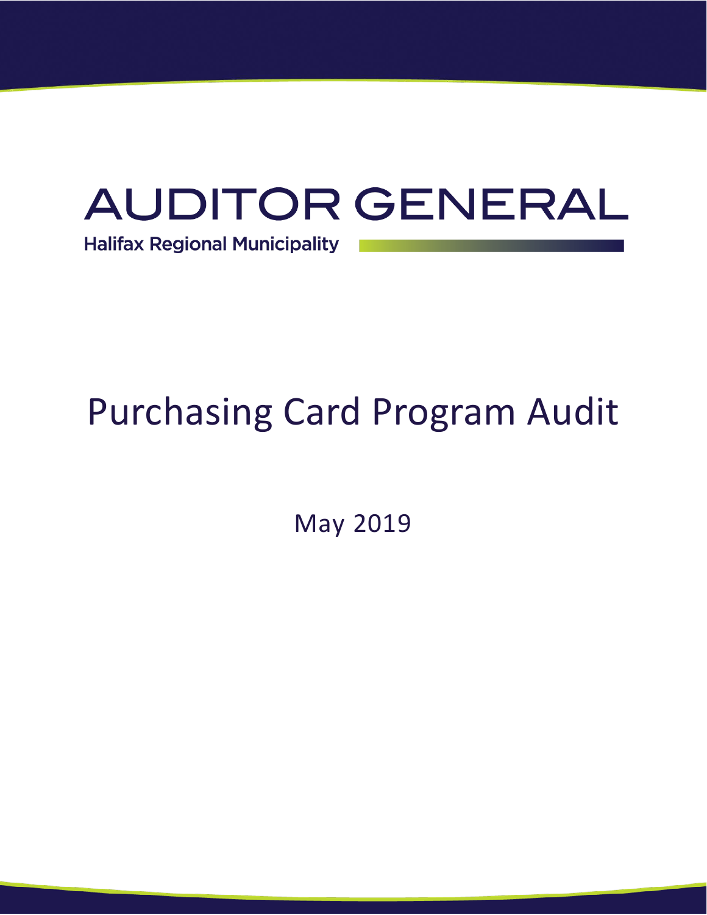# AUDITOR GENERAL

Halifax Regional Municipality

# Purchasing Card Program Audit

May 2019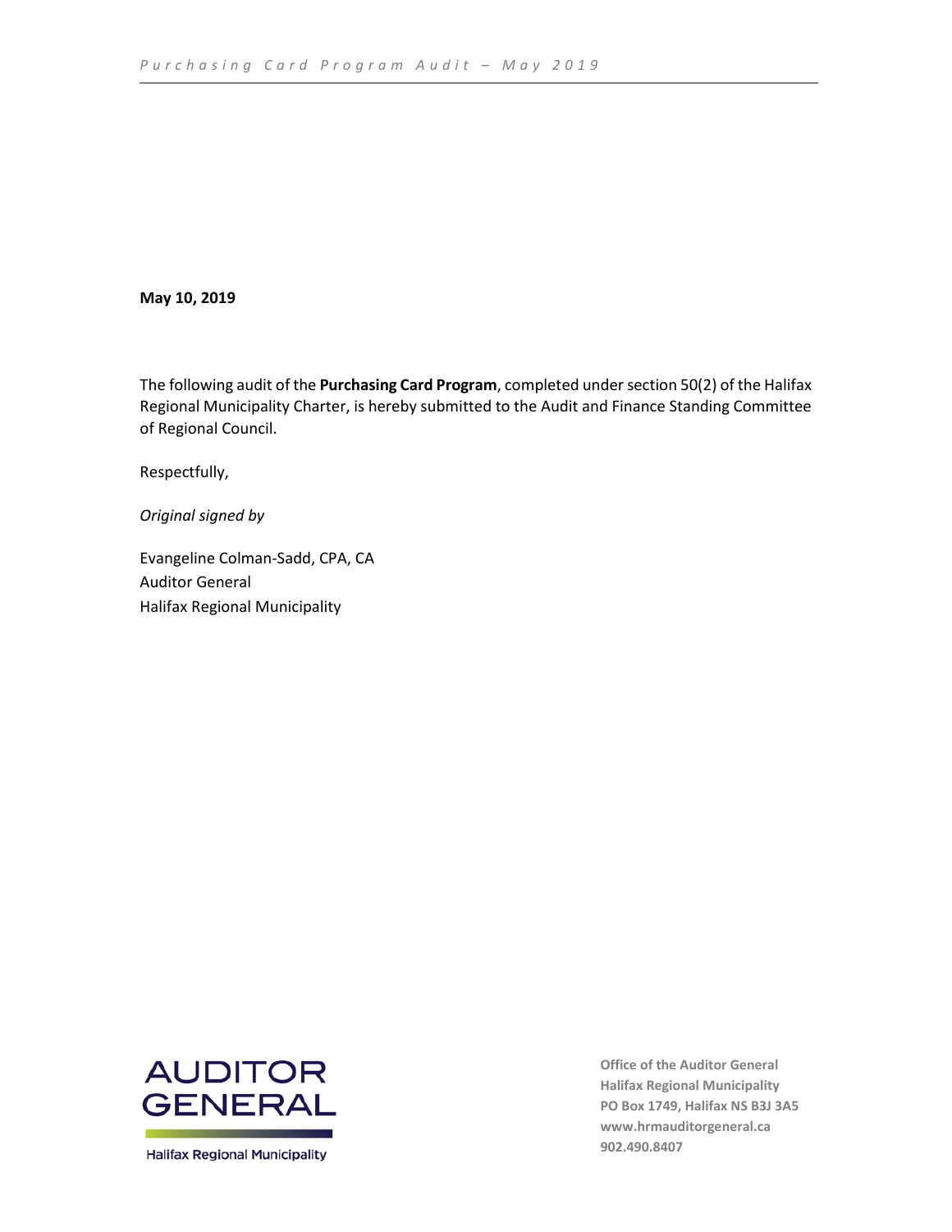**May 10, 2019**

The following audit of the **Purchasing Card Program**, completed under section 50(2) of the Halifax Regional Municipality Charter, is hereby submitted to the Audit and Finance Standing Committee of Regional Council.

Respectfully,

*Original signed by*

Evangeline Colman-Sadd, CPA, CA
Auditor General
Halifax Regional Municipality

AUDITOR GENERAL
Halifax Regional Municipality

**Office of the Auditor General**
**Halifax Regional Municipality**
**PO Box 1749, Halifax NS B3J 3A5**
**www.hrmauditorgeneral.ca**
**902.490.8407**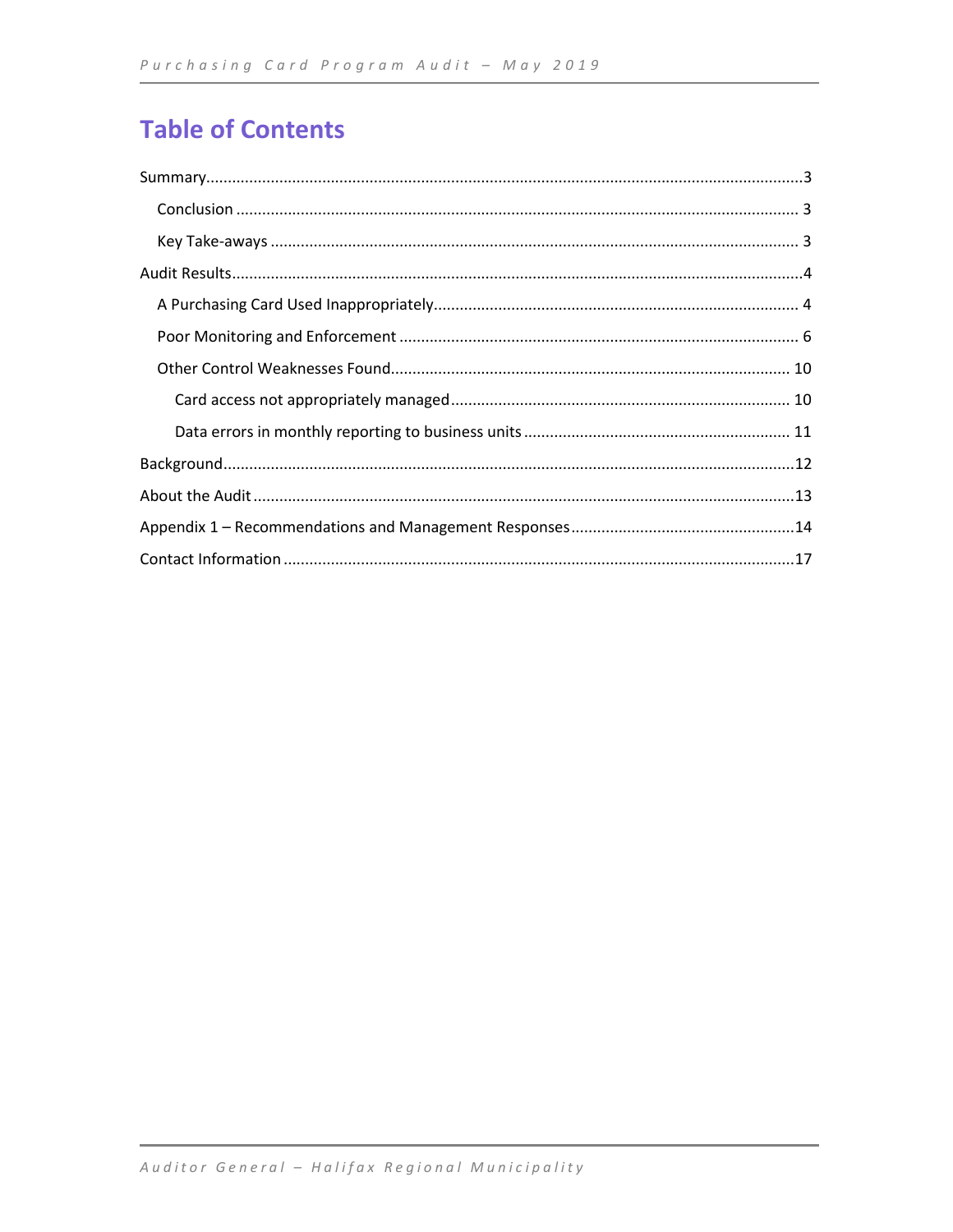# Table of Contents

Summary........................................................................................................................................3

- Conclusion ................................................................................................................................ 3
- Key Take-aways ........................................................................................................................ 3

Audit Results..................................................................................................................................4

- A Purchasing Card Used Inappropriately................................................................................... 4
- Poor Monitoring and Enforcement ........................................................................................... 6
- Other Control Weaknesses Found.......................................................................................... 10
  - Card access not appropriately managed............................................................................ 10
  - Data errors in monthly reporting to business units ............................................................ 11

Background..................................................................................................................................12

About the Audit ...........................................................................................................................13

Appendix 1 – Recommendations and Management Responses...................................................14

Contact Information .....................................................................................................................17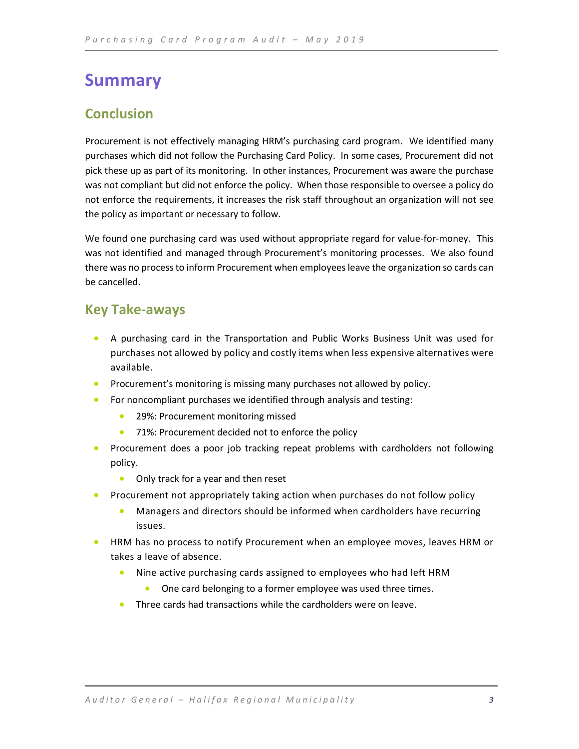# Summary

## Conclusion

Procurement is not effectively managing HRM's purchasing card program. We identified many purchases which did not follow the Purchasing Card Policy. In some cases, Procurement did not pick these up as part of its monitoring. In other instances, Procurement was aware the purchase was not compliant but did not enforce the policy. When those responsible to oversee a policy do not enforce the requirements, it increases the risk staff throughout an organization will not see the policy as important or necessary to follow.

We found one purchasing card was used without appropriate regard for value-for-money. This was not identified and managed through Procurement's monitoring processes. We also found there was no process to inform Procurement when employees leave the organization so cards can be cancelled.

## Key Take-aways

- A purchasing card in the Transportation and Public Works Business Unit was used for purchases not allowed by policy and costly items when less expensive alternatives were available.
- Procurement's monitoring is missing many purchases not allowed by policy.
- For noncompliant purchases we identified through analysis and testing:
  - 29%: Procurement monitoring missed
  - 71%: Procurement decided not to enforce the policy
- Procurement does a poor job tracking repeat problems with cardholders not following policy.
  - Only track for a year and then reset
- Procurement not appropriately taking action when purchases do not follow policy
  - Managers and directors should be informed when cardholders have recurring issues.
- HRM has no process to notify Procurement when an employee moves, leaves HRM or takes a leave of absence.
  - Nine active purchasing cards assigned to employees who had left HRM
    - One card belonging to a former employee was used three times.
  - Three cards had transactions while the cardholders were on leave.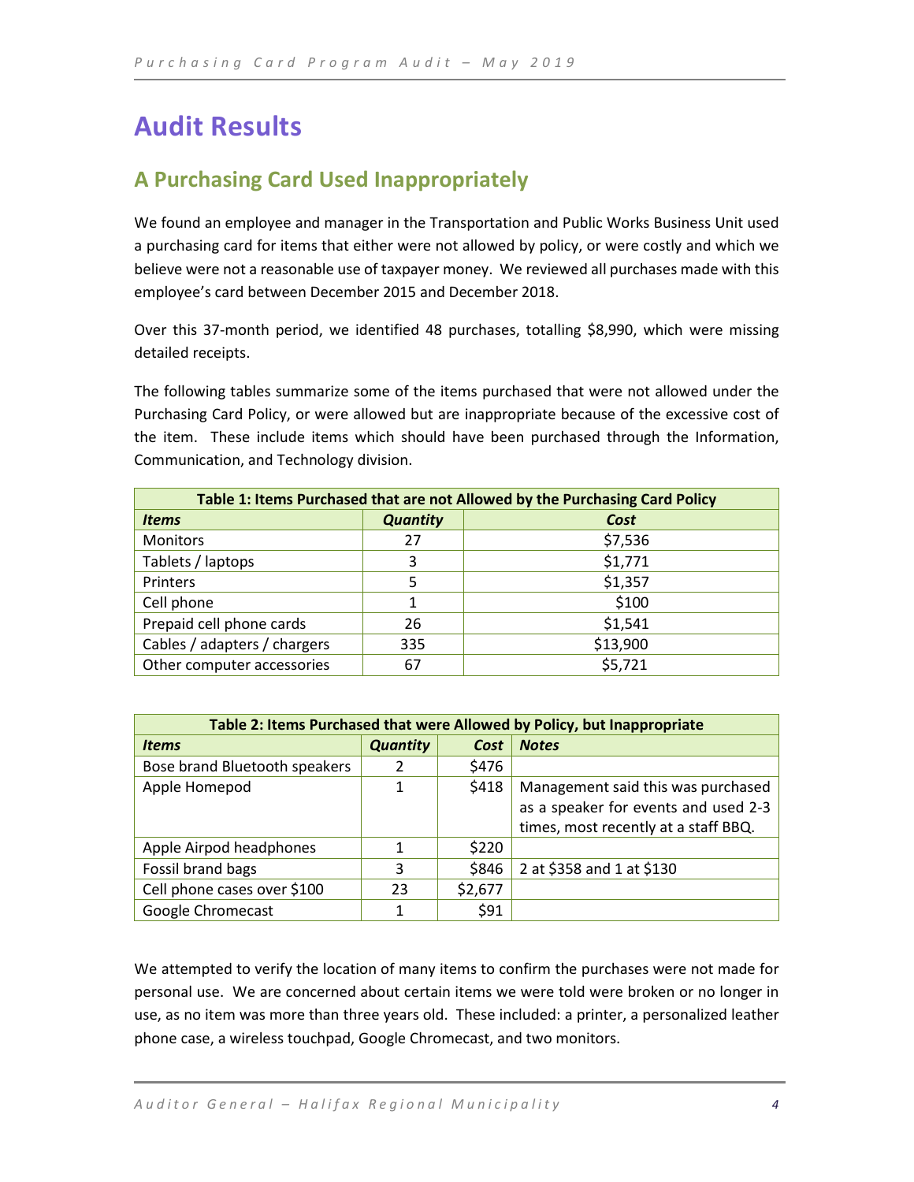# Audit Results

## A Purchasing Card Used Inappropriately

We found an employee and manager in the Transportation and Public Works Business Unit used a purchasing card for items that either were not allowed by policy, or were costly and which we believe were not a reasonable use of taxpayer money. We reviewed all purchases made with this employee's card between December 2015 and December 2018.

Over this 37-month period, we identified 48 purchases, totalling $8,990, which were missing detailed receipts.

The following tables summarize some of the items purchased that were not allowed under the Purchasing Card Policy, or were allowed but are inappropriate because of the excessive cost of the item. These include items which should have been purchased through the Information, Communication, and Technology division.

| Table 1: Items Purchased that are not Allowed by the Purchasing Card Policy | | |
|---|---|---|
| ***Items*** | ***Quantity*** | ***Cost*** |
| Monitors | 27 | $7,536 |
| Tablets / laptops | 3 | $1,771 |
| Printers | 5 | $1,357 |
| Cell phone | 1 | $100 |
| Prepaid cell phone cards | 26 | $1,541 |
| Cables / adapters / chargers | 335 | $13,900 |
| Other computer accessories | 67 | $5,721 |

| Table 2: Items Purchased that were Allowed by Policy, but Inappropriate | | | |
|---|---|---|---|
| ***Items*** | ***Quantity*** | ***Cost*** | ***Notes*** |
| Bose brand Bluetooth speakers | 2 | $476 | |
| Apple Homepod | 1 | $418 | Management said this was purchased as a speaker for events and used 2-3 times, most recently at a staff BBQ. |
| Apple Airpod headphones | 1 | $220 | |
| Fossil brand bags | 3 | $846 | 2 at $358 and 1 at $130 |
| Cell phone cases over $100 | 23 | $2,677 | |
| Google Chromecast | 1 | $91 | |

We attempted to verify the location of many items to confirm the purchases were not made for personal use. We are concerned about certain items we were told were broken or no longer in use, as no item was more than three years old. These included: a printer, a personalized leather phone case, a wireless touchpad, Google Chromecast, and two monitors.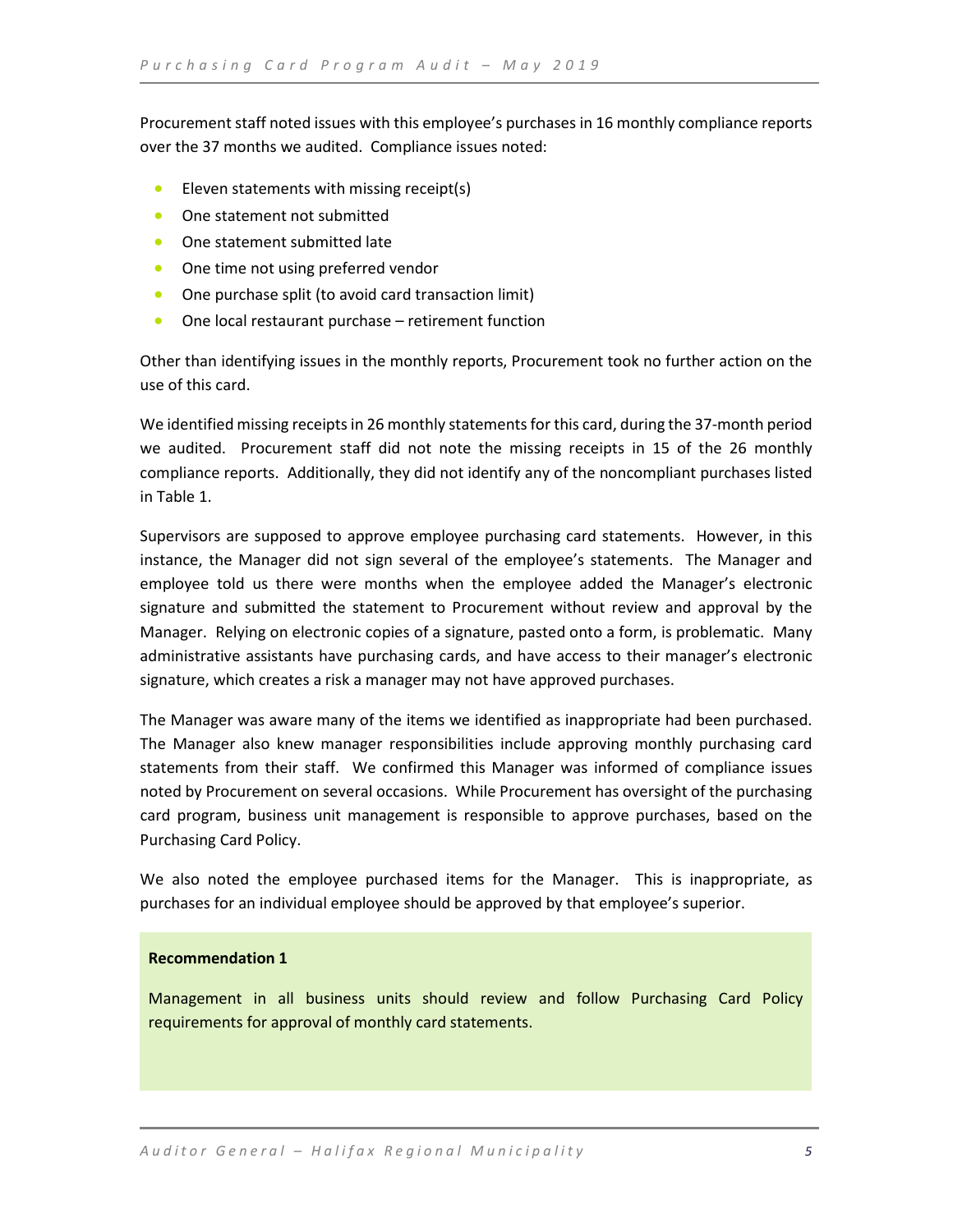Procurement staff noted issues with this employee's purchases in 16 monthly compliance reports over the 37 months we audited. Compliance issues noted:

- Eleven statements with missing receipt(s)
- One statement not submitted
- One statement submitted late
- One time not using preferred vendor
- One purchase split (to avoid card transaction limit)
- One local restaurant purchase – retirement function

Other than identifying issues in the monthly reports, Procurement took no further action on the use of this card.

We identified missing receipts in 26 monthly statements for this card, during the 37-month period we audited. Procurement staff did not note the missing receipts in 15 of the 26 monthly compliance reports. Additionally, they did not identify any of the noncompliant purchases listed in Table 1.

Supervisors are supposed to approve employee purchasing card statements. However, in this instance, the Manager did not sign several of the employee's statements. The Manager and employee told us there were months when the employee added the Manager's electronic signature and submitted the statement to Procurement without review and approval by the Manager. Relying on electronic copies of a signature, pasted onto a form, is problematic. Many administrative assistants have purchasing cards, and have access to their manager's electronic signature, which creates a risk a manager may not have approved purchases.

The Manager was aware many of the items we identified as inappropriate had been purchased. The Manager also knew manager responsibilities include approving monthly purchasing card statements from their staff. We confirmed this Manager was informed of compliance issues noted by Procurement on several occasions. While Procurement has oversight of the purchasing card program, business unit management is responsible to approve purchases, based on the Purchasing Card Policy.

We also noted the employee purchased items for the Manager. This is inappropriate, as purchases for an individual employee should be approved by that employee's superior.

**Recommendation 1**

Management in all business units should review and follow Purchasing Card Policy requirements for approval of monthly card statements.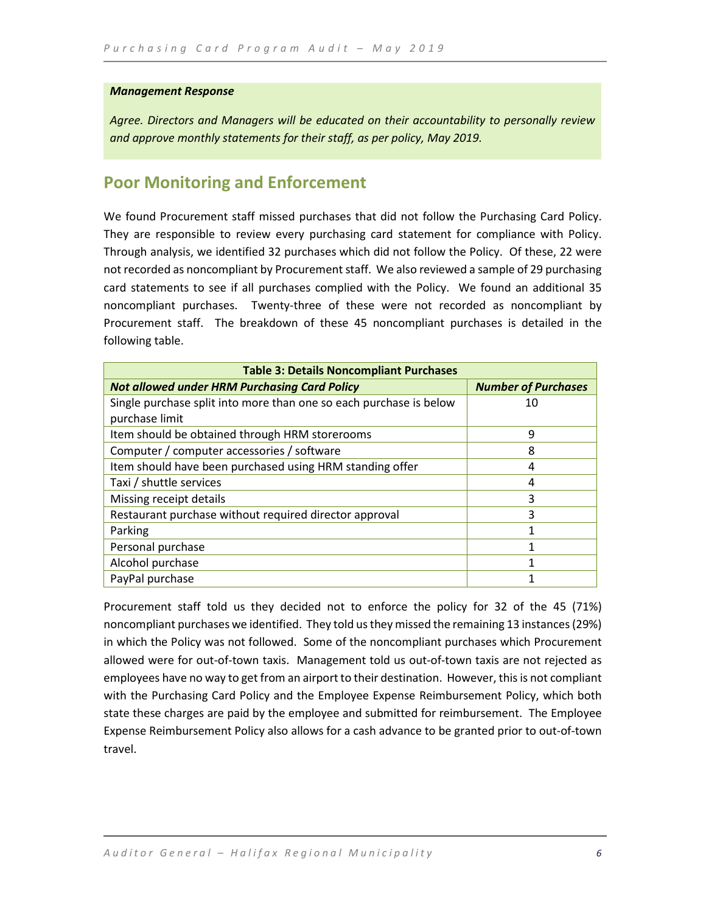***Management Response***

*Agree. Directors and Managers will be educated on their accountability to personally review and approve monthly statements for their staff, as per policy, May 2019.*

## Poor Monitoring and Enforcement

We found Procurement staff missed purchases that did not follow the Purchasing Card Policy. They are responsible to review every purchasing card statement for compliance with Policy. Through analysis, we identified 32 purchases which did not follow the Policy. Of these, 22 were not recorded as noncompliant by Procurement staff. We also reviewed a sample of 29 purchasing card statements to see if all purchases complied with the Policy. We found an additional 35 noncompliant purchases. Twenty-three of these were not recorded as noncompliant by Procurement staff. The breakdown of these 45 noncompliant purchases is detailed in the following table.

**Table 3: Details Noncompliant Purchases**

| *Not allowed under HRM Purchasing Card Policy* | *Number of Purchases* |
|---|---|
| Single purchase split into more than one so each purchase is below purchase limit | 10 |
| Item should be obtained through HRM storerooms | 9 |
| Computer / computer accessories / software | 8 |
| Item should have been purchased using HRM standing offer | 4 |
| Taxi / shuttle services | 4 |
| Missing receipt details | 3 |
| Restaurant purchase without required director approval | 3 |
| Parking | 1 |
| Personal purchase | 1 |
| Alcohol purchase | 1 |
| PayPal purchase | 1 |

Procurement staff told us they decided not to enforce the policy for 32 of the 45 (71%) noncompliant purchases we identified. They told us they missed the remaining 13 instances (29%) in which the Policy was not followed. Some of the noncompliant purchases which Procurement allowed were for out-of-town taxis. Management told us out-of-town taxis are not rejected as employees have no way to get from an airport to their destination. However, this is not compliant with the Purchasing Card Policy and the Employee Expense Reimbursement Policy, which both state these charges are paid by the employee and submitted for reimbursement. The Employee Expense Reimbursement Policy also allows for a cash advance to be granted prior to out-of-town travel.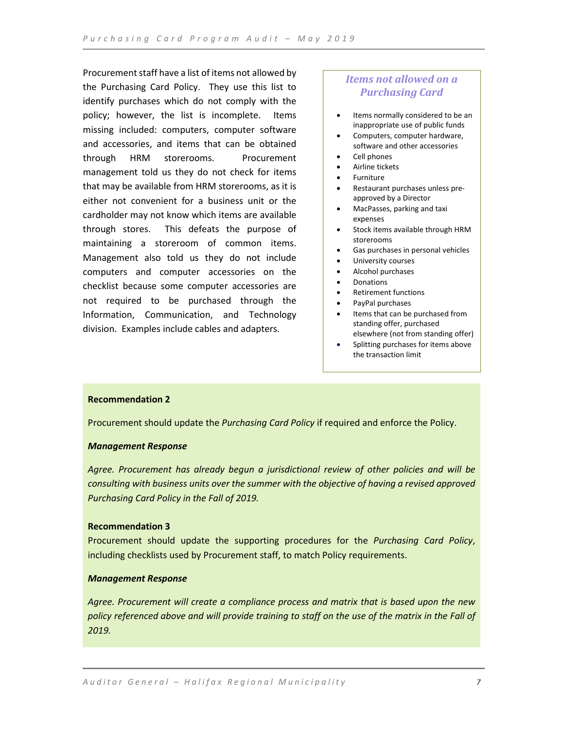Procurement staff have a list of items not allowed by the Purchasing Card Policy. They use this list to identify purchases which do not comply with the policy; however, the list is incomplete. Items missing included: computers, computer software and accessories, and items that can be obtained through HRM storerooms. Procurement management told us they do not check for items that may be available from HRM storerooms, as it is either not convenient for a business unit or the cardholder may not know which items are available through stores. This defeats the purpose of maintaining a storeroom of common items. Management also told us they do not include computers and computer accessories on the checklist because some computer accessories are not required to be purchased through the Information, Communication, and Technology division. Examples include cables and adapters.

### *Items not allowed on a Purchasing Card*

- Items normally considered to be an inappropriate use of public funds
- Computers, computer hardware, software and other accessories
- Cell phones
- Airline tickets
- Furniture
- Restaurant purchases unless pre-approved by a Director
- MacPasses, parking and taxi expenses
- Stock items available through HRM storerooms
- Gas purchases in personal vehicles
- University courses
- Alcohol purchases
- Donations
- Retirement functions
- PayPal purchases
- Items that can be purchased from standing offer, purchased elsewhere (not from standing offer)
- Splitting purchases for items above the transaction limit

**Recommendation 2**

Procurement should update the *Purchasing Card Policy* if required and enforce the Policy.

***Management Response***

*Agree. Procurement has already begun a jurisdictional review of other policies and will be consulting with business units over the summer with the objective of having a revised approved Purchasing Card Policy in the Fall of 2019.*

**Recommendation 3**

Procurement should update the supporting procedures for the *Purchasing Card Policy*, including checklists used by Procurement staff, to match Policy requirements.

***Management Response***

*Agree. Procurement will create a compliance process and matrix that is based upon the new policy referenced above and will provide training to staff on the use of the matrix in the Fall of 2019.*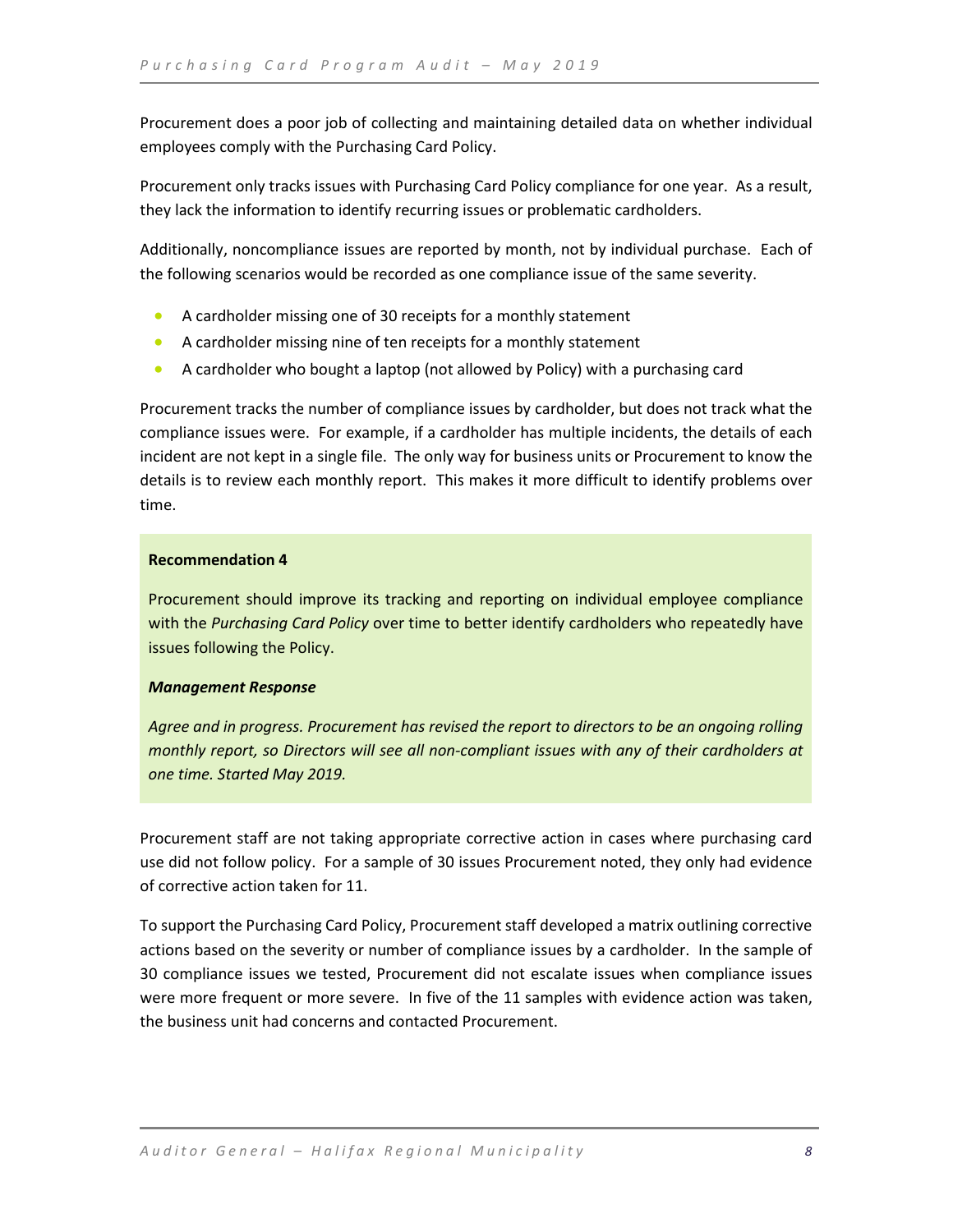Procurement does a poor job of collecting and maintaining detailed data on whether individual employees comply with the Purchasing Card Policy.

Procurement only tracks issues with Purchasing Card Policy compliance for one year. As a result, they lack the information to identify recurring issues or problematic cardholders.

Additionally, noncompliance issues are reported by month, not by individual purchase. Each of the following scenarios would be recorded as one compliance issue of the same severity.

- A cardholder missing one of 30 receipts for a monthly statement
- A cardholder missing nine of ten receipts for a monthly statement
- A cardholder who bought a laptop (not allowed by Policy) with a purchasing card

Procurement tracks the number of compliance issues by cardholder, but does not track what the compliance issues were. For example, if a cardholder has multiple incidents, the details of each incident are not kept in a single file. The only way for business units or Procurement to know the details is to review each monthly report. This makes it more difficult to identify problems over time.

**Recommendation 4**

Procurement should improve its tracking and reporting on individual employee compliance with the *Purchasing Card Policy* over time to better identify cardholders who repeatedly have issues following the Policy.

***Management Response***

*Agree and in progress. Procurement has revised the report to directors to be an ongoing rolling monthly report, so Directors will see all non-compliant issues with any of their cardholders at one time. Started May 2019.*

Procurement staff are not taking appropriate corrective action in cases where purchasing card use did not follow policy. For a sample of 30 issues Procurement noted, they only had evidence of corrective action taken for 11.

To support the Purchasing Card Policy, Procurement staff developed a matrix outlining corrective actions based on the severity or number of compliance issues by a cardholder. In the sample of 30 compliance issues we tested, Procurement did not escalate issues when compliance issues were more frequent or more severe. In five of the 11 samples with evidence action was taken, the business unit had concerns and contacted Procurement.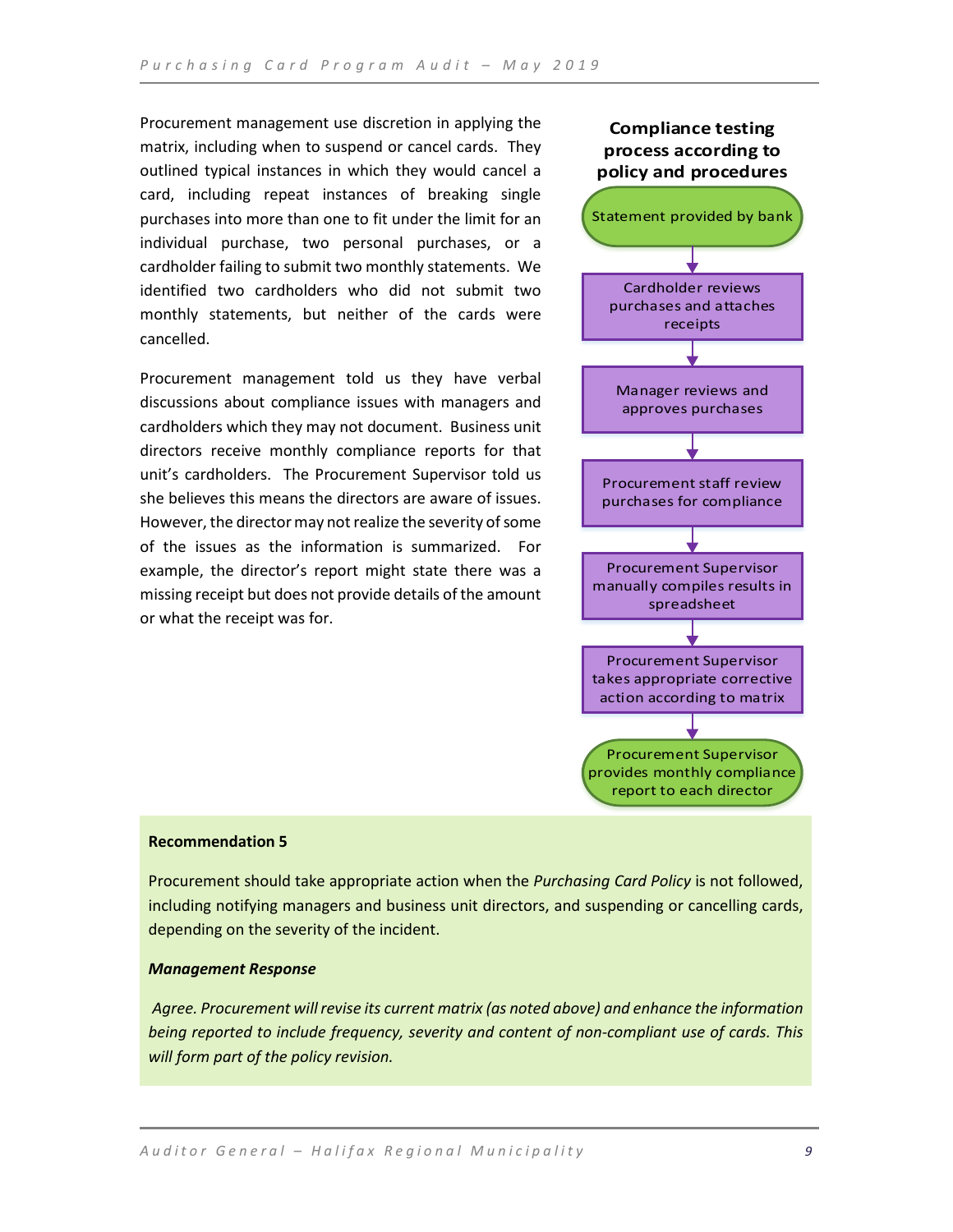Procurement management use discretion in applying the matrix, including when to suspend or cancel cards. They outlined typical instances in which they would cancel a card, including repeat instances of breaking single purchases into more than one to fit under the limit for an individual purchase, two personal purchases, or a cardholder failing to submit two monthly statements. We identified two cardholders who did not submit two monthly statements, but neither of the cards were cancelled.

Procurement management told us they have verbal discussions about compliance issues with managers and cardholders which they may not document. Business unit directors receive monthly compliance reports for that unit's cardholders. The Procurement Supervisor told us she believes this means the directors are aware of issues. However, the director may not realize the severity of some of the issues as the information is summarized. For example, the director's report might state there was a missing receipt but does not provide details of the amount or what the receipt was for.

**Compliance testing process according to policy and procedures**

1. Statement provided by bank
2. Cardholder reviews purchases and attaches receipts
3. Manager reviews and approves purchases
4. Procurement staff review purchases for compliance
5. Procurement Supervisor manually compiles results in spreadsheet
6. Procurement Supervisor takes appropriate corrective action according to matrix
7. Procurement Supervisor provides monthly compliance report to each director

**Recommendation 5**

Procurement should take appropriate action when the *Purchasing Card Policy* is not followed, including notifying managers and business unit directors, and suspending or cancelling cards, depending on the severity of the incident.

***Management Response***

*Agree. Procurement will revise its current matrix (as noted above) and enhance the information being reported to include frequency, severity and content of non-compliant use of cards. This will form part of the policy revision.*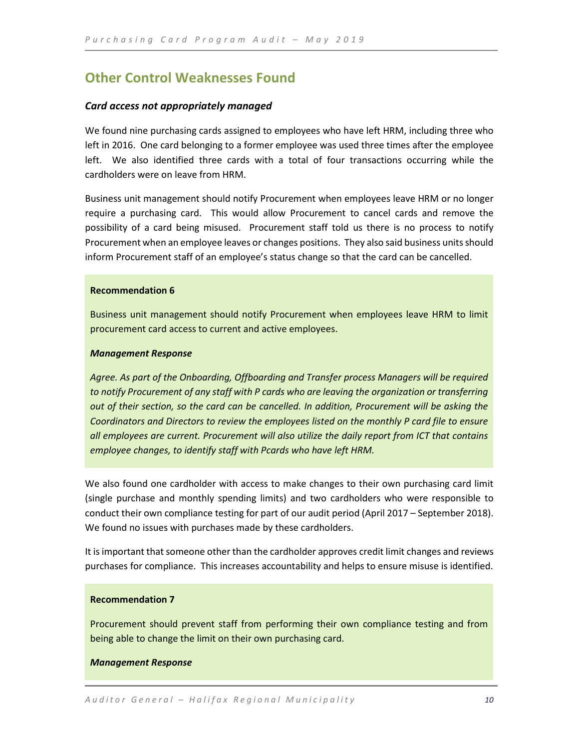## Other Control Weaknesses Found

### *Card access not appropriately managed*

We found nine purchasing cards assigned to employees who have left HRM, including three who left in 2016. One card belonging to a former employee was used three times after the employee left. We also identified three cards with a total of four transactions occurring while the cardholders were on leave from HRM.

Business unit management should notify Procurement when employees leave HRM or no longer require a purchasing card. This would allow Procurement to cancel cards and remove the possibility of a card being misused. Procurement staff told us there is no process to notify Procurement when an employee leaves or changes positions. They also said business units should inform Procurement staff of an employee's status change so that the card can be cancelled.

**Recommendation 6**

Business unit management should notify Procurement when employees leave HRM to limit procurement card access to current and active employees.

***Management Response***

*Agree. As part of the Onboarding, Offboarding and Transfer process Managers will be required to notify Procurement of any staff with P cards who are leaving the organization or transferring out of their section, so the card can be cancelled. In addition, Procurement will be asking the Coordinators and Directors to review the employees listed on the monthly P card file to ensure all employees are current. Procurement will also utilize the daily report from ICT that contains employee changes, to identify staff with Pcards who have left HRM.*

We also found one cardholder with access to make changes to their own purchasing card limit (single purchase and monthly spending limits) and two cardholders who were responsible to conduct their own compliance testing for part of our audit period (April 2017 – September 2018). We found no issues with purchases made by these cardholders.

It is important that someone other than the cardholder approves credit limit changes and reviews purchases for compliance. This increases accountability and helps to ensure misuse is identified.

**Recommendation 7**

Procurement should prevent staff from performing their own compliance testing and from being able to change the limit on their own purchasing card.

***Management Response***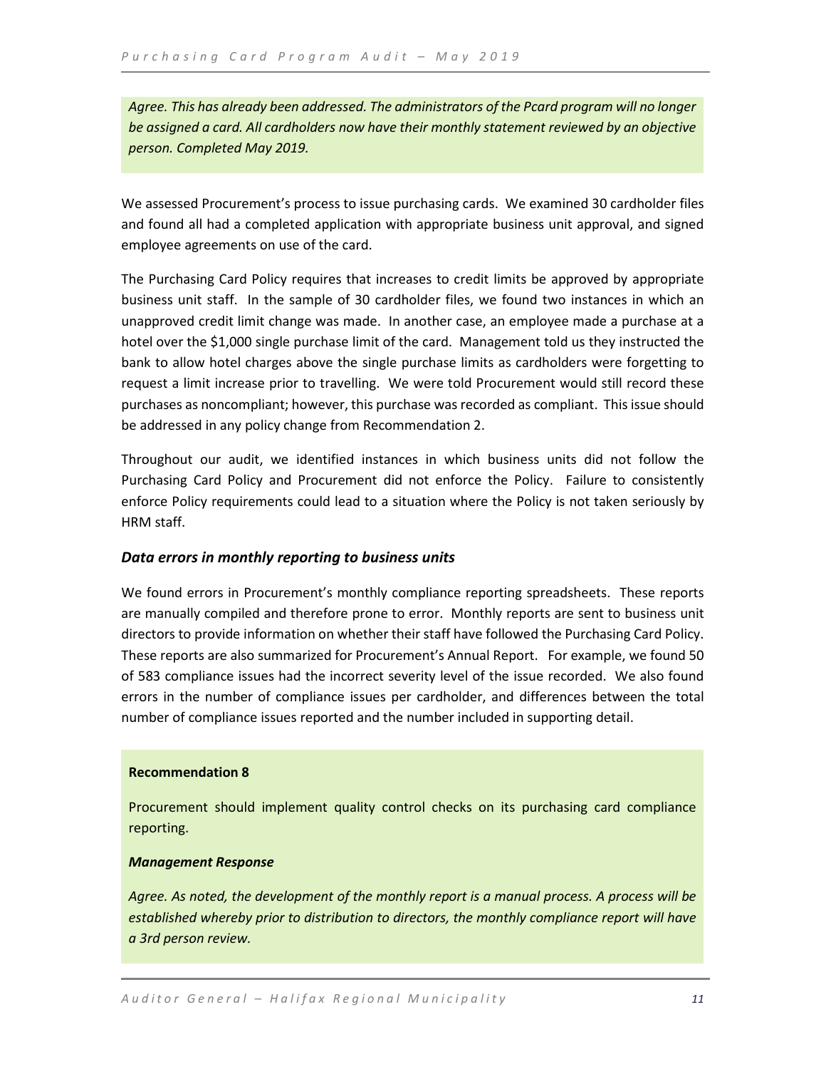*Agree. This has already been addressed. The administrators of the Pcard program will no longer be assigned a card. All cardholders now have their monthly statement reviewed by an objective person. Completed May 2019.*

We assessed Procurement's process to issue purchasing cards. We examined 30 cardholder files and found all had a completed application with appropriate business unit approval, and signed employee agreements on use of the card.

The Purchasing Card Policy requires that increases to credit limits be approved by appropriate business unit staff. In the sample of 30 cardholder files, we found two instances in which an unapproved credit limit change was made. In another case, an employee made a purchase at a hotel over the $1,000 single purchase limit of the card. Management told us they instructed the bank to allow hotel charges above the single purchase limits as cardholders were forgetting to request a limit increase prior to travelling. We were told Procurement would still record these purchases as noncompliant; however, this purchase was recorded as compliant. This issue should be addressed in any policy change from Recommendation 2.

Throughout our audit, we identified instances in which business units did not follow the Purchasing Card Policy and Procurement did not enforce the Policy. Failure to consistently enforce Policy requirements could lead to a situation where the Policy is not taken seriously by HRM staff.

### *Data errors in monthly reporting to business units*

We found errors in Procurement's monthly compliance reporting spreadsheets. These reports are manually compiled and therefore prone to error. Monthly reports are sent to business unit directors to provide information on whether their staff have followed the Purchasing Card Policy. These reports are also summarized for Procurement's Annual Report. For example, we found 50 of 583 compliance issues had the incorrect severity level of the issue recorded. We also found errors in the number of compliance issues per cardholder, and differences between the total number of compliance issues reported and the number included in supporting detail.

**Recommendation 8**

Procurement should implement quality control checks on its purchasing card compliance reporting.

***Management Response***

*Agree. As noted, the development of the monthly report is a manual process. A process will be established whereby prior to distribution to directors, the monthly compliance report will have a 3rd person review.*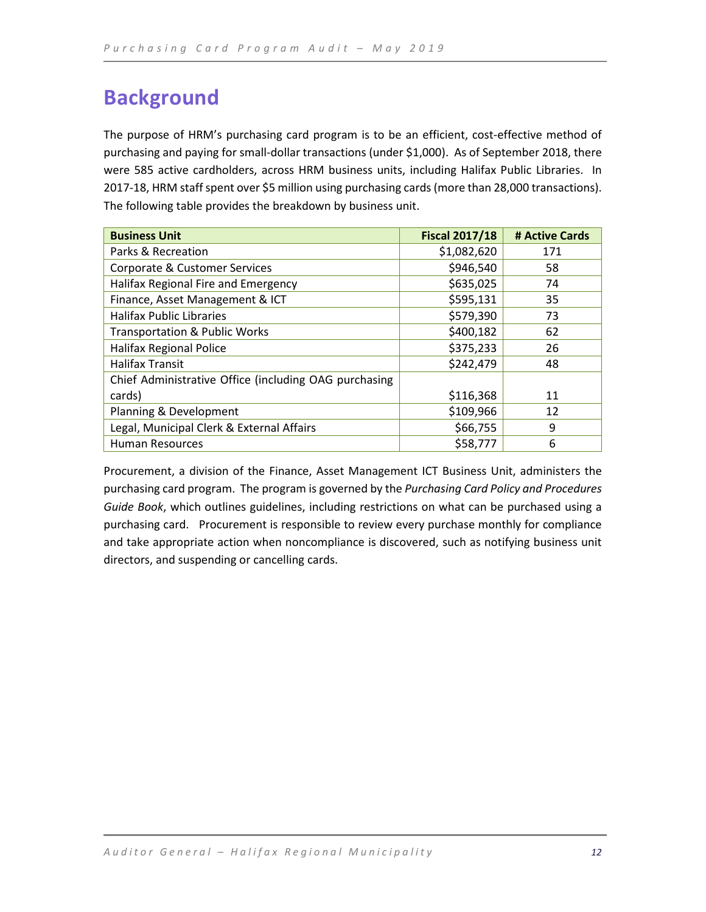# Background

The purpose of HRM's purchasing card program is to be an efficient, cost-effective method of purchasing and paying for small-dollar transactions (under $1,000). As of September 2018, there were 585 active cardholders, across HRM business units, including Halifax Public Libraries. In 2017-18, HRM staff spent over $5 million using purchasing cards (more than 28,000 transactions). The following table provides the breakdown by business unit.

| Business Unit | Fiscal 2017/18 | # Active Cards |
|---|---:|:---:|
| Parks & Recreation | $1,082,620 | 171 |
| Corporate & Customer Services | $946,540 | 58 |
| Halifax Regional Fire and Emergency | $635,025 | 74 |
| Finance, Asset Management & ICT | $595,131 | 35 |
| Halifax Public Libraries | $579,390 | 73 |
| Transportation & Public Works | $400,182 | 62 |
| Halifax Regional Police | $375,233 | 26 |
| Halifax Transit | $242,479 | 48 |
| Chief Administrative Office (including OAG purchasing cards) | $116,368 | 11 |
| Planning & Development | $109,966 | 12 |
| Legal, Municipal Clerk & External Affairs | $66,755 | 9 |
| Human Resources | $58,777 | 6 |

Procurement, a division of the Finance, Asset Management ICT Business Unit, administers the purchasing card program. The program is governed by the *Purchasing Card Policy and Procedures Guide Book*, which outlines guidelines, including restrictions on what can be purchased using a purchasing card. Procurement is responsible to review every purchase monthly for compliance and take appropriate action when noncompliance is discovered, such as notifying business unit directors, and suspending or cancelling cards.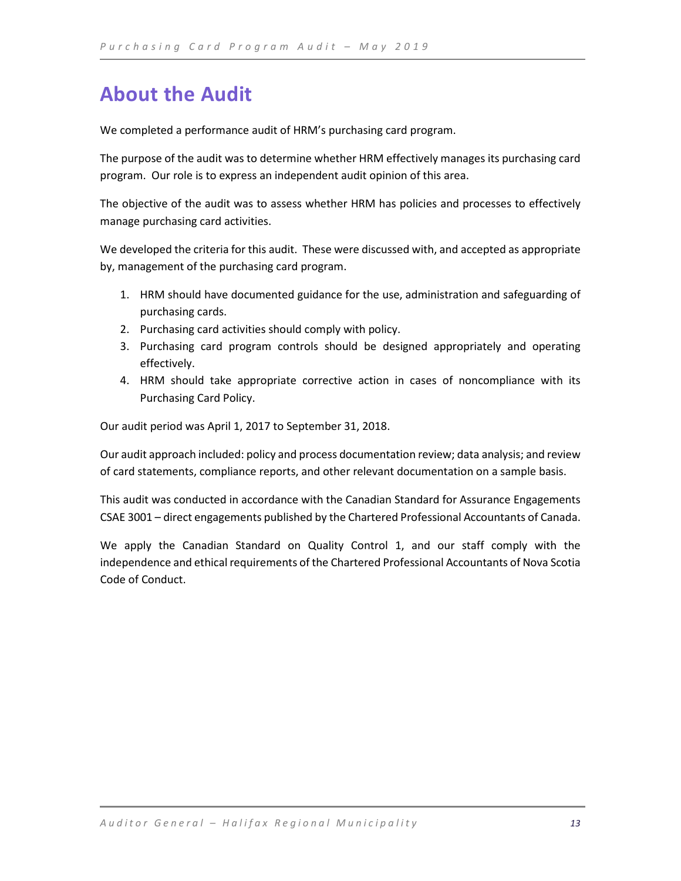# About the Audit

We completed a performance audit of HRM's purchasing card program.

The purpose of the audit was to determine whether HRM effectively manages its purchasing card program. Our role is to express an independent audit opinion of this area.

The objective of the audit was to assess whether HRM has policies and processes to effectively manage purchasing card activities.

We developed the criteria for this audit. These were discussed with, and accepted as appropriate by, management of the purchasing card program.

1. HRM should have documented guidance for the use, administration and safeguarding of purchasing cards.
2. Purchasing card activities should comply with policy.
3. Purchasing card program controls should be designed appropriately and operating effectively.
4. HRM should take appropriate corrective action in cases of noncompliance with its Purchasing Card Policy.

Our audit period was April 1, 2017 to September 31, 2018.

Our audit approach included: policy and process documentation review; data analysis; and review of card statements, compliance reports, and other relevant documentation on a sample basis.

This audit was conducted in accordance with the Canadian Standard for Assurance Engagements CSAE 3001 – direct engagements published by the Chartered Professional Accountants of Canada.

We apply the Canadian Standard on Quality Control 1, and our staff comply with the independence and ethical requirements of the Chartered Professional Accountants of Nova Scotia Code of Conduct.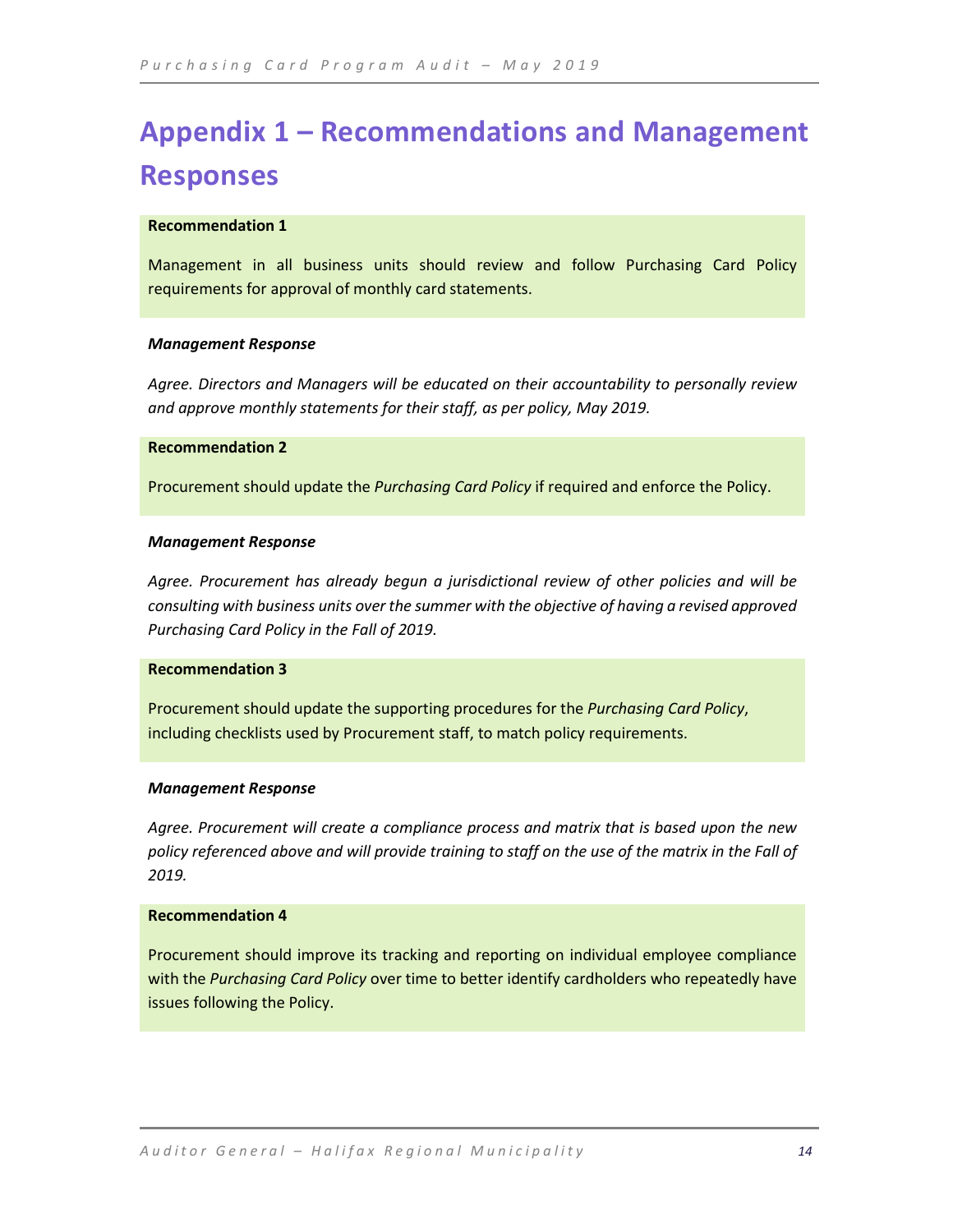# Appendix 1 – Recommendations and Management Responses

**Recommendation 1**

Management in all business units should review and follow Purchasing Card Policy requirements for approval of monthly card statements.

***Management Response***

*Agree. Directors and Managers will be educated on their accountability to personally review and approve monthly statements for their staff, as per policy, May 2019.*

**Recommendation 2**

Procurement should update the *Purchasing Card Policy* if required and enforce the Policy.

***Management Response***

*Agree. Procurement has already begun a jurisdictional review of other policies and will be consulting with business units over the summer with the objective of having a revised approved Purchasing Card Policy in the Fall of 2019.*

**Recommendation 3**

Procurement should update the supporting procedures for the *Purchasing Card Policy*, including checklists used by Procurement staff, to match policy requirements.

***Management Response***

*Agree. Procurement will create a compliance process and matrix that is based upon the new policy referenced above and will provide training to staff on the use of the matrix in the Fall of 2019.*

**Recommendation 4**

Procurement should improve its tracking and reporting on individual employee compliance with the *Purchasing Card Policy* over time to better identify cardholders who repeatedly have issues following the Policy.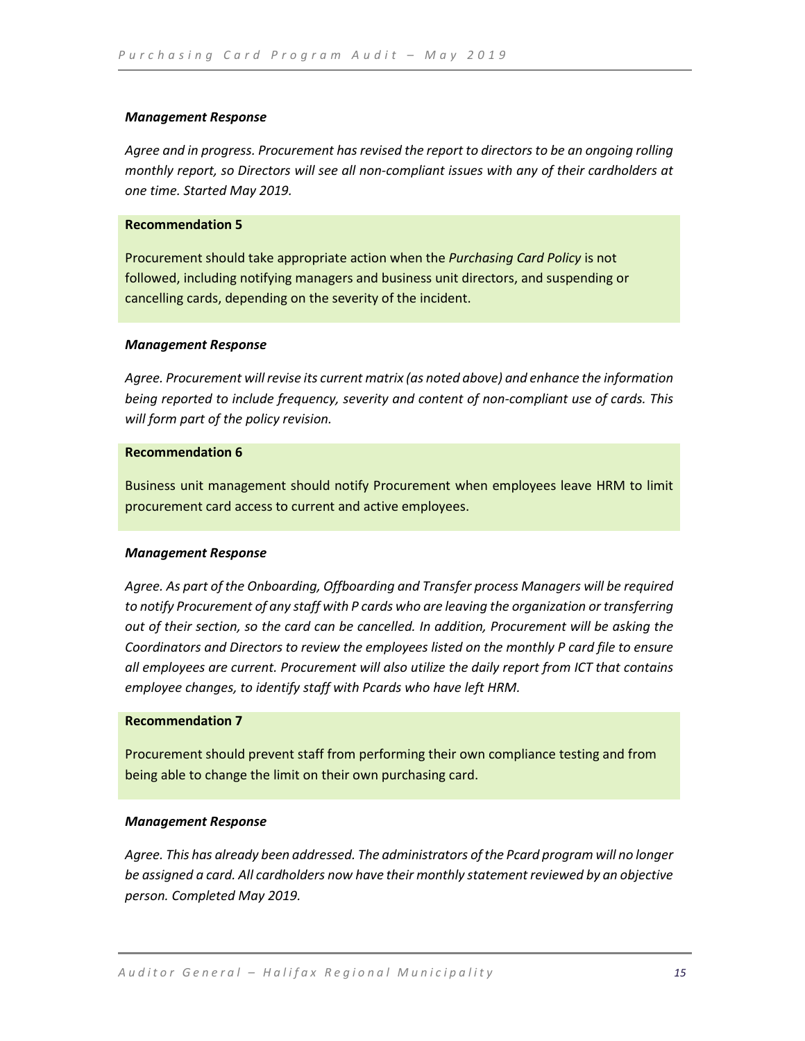***Management Response***

*Agree and in progress. Procurement has revised the report to directors to be an ongoing rolling monthly report, so Directors will see all non-compliant issues with any of their cardholders at one time. Started May 2019.*

**Recommendation 5**

Procurement should take appropriate action when the *Purchasing Card Policy* is not followed, including notifying managers and business unit directors, and suspending or cancelling cards, depending on the severity of the incident.

***Management Response***

*Agree. Procurement will revise its current matrix (as noted above) and enhance the information being reported to include frequency, severity and content of non-compliant use of cards. This will form part of the policy revision.*

**Recommendation 6**

Business unit management should notify Procurement when employees leave HRM to limit procurement card access to current and active employees.

***Management Response***

*Agree. As part of the Onboarding, Offboarding and Transfer process Managers will be required to notify Procurement of any staff with P cards who are leaving the organization or transferring out of their section, so the card can be cancelled. In addition, Procurement will be asking the Coordinators and Directors to review the employees listed on the monthly P card file to ensure all employees are current. Procurement will also utilize the daily report from ICT that contains employee changes, to identify staff with Pcards who have left HRM.*

**Recommendation 7**

Procurement should prevent staff from performing their own compliance testing and from being able to change the limit on their own purchasing card.

***Management Response***

*Agree. This has already been addressed. The administrators of the Pcard program will no longer be assigned a card. All cardholders now have their monthly statement reviewed by an objective person. Completed May 2019.*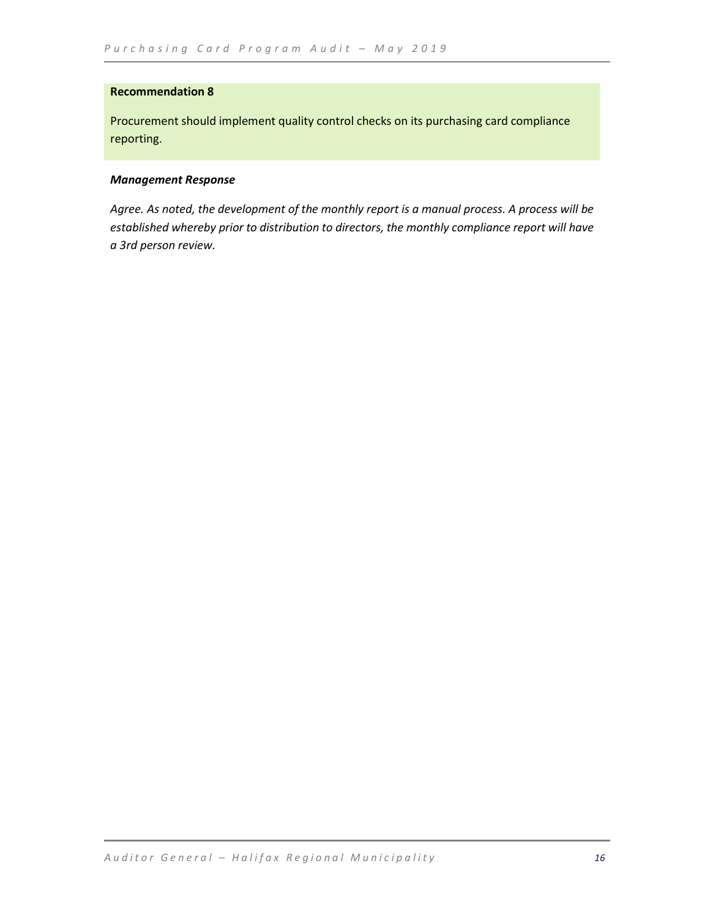**Recommendation 8**

Procurement should implement quality control checks on its purchasing card compliance reporting.

***Management Response***

*Agree. As noted, the development of the monthly report is a manual process. A process will be established whereby prior to distribution to directors, the monthly compliance report will have a 3rd person review.*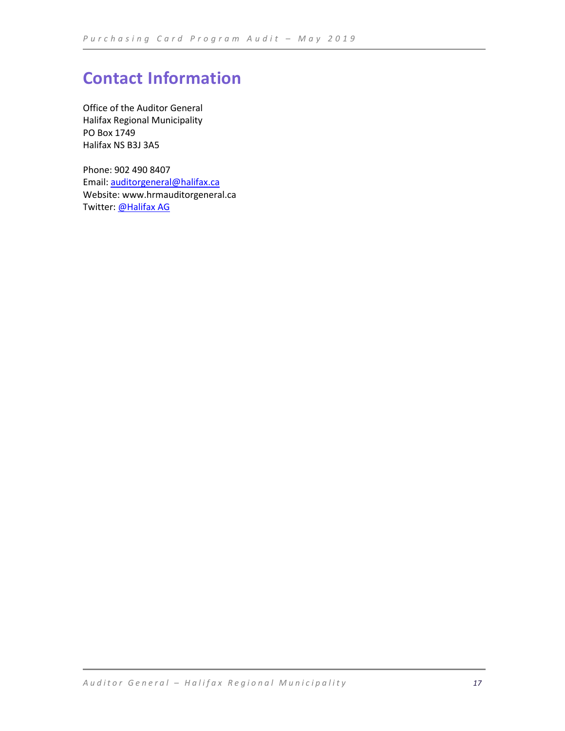# Contact Information

Office of the Auditor General
Halifax Regional Municipality
PO Box 1749
Halifax NS B3J 3A5

Phone: 902 490 8407
Email: auditorgeneral@halifax.ca
Website: www.hrmauditorgeneral.ca
Twitter: @Halifax AG